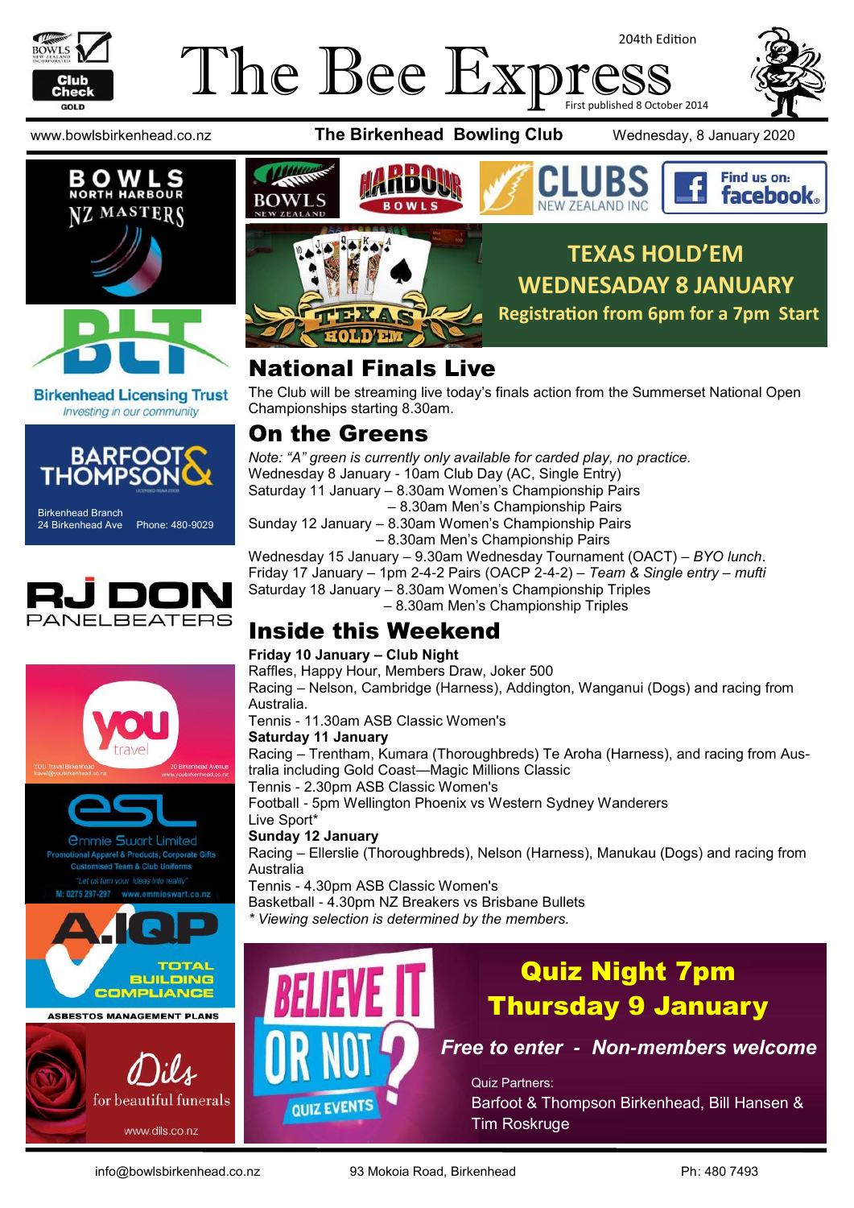# The Bee Express

204th Edition

First published 8 October 2014

www.bowlsbirkenhead.co.nz **The Birkenhead Bowling Club** Wednesday, 8 January 2020

## TEXAS HOLD'EM
## WEDNESADAY 8 JANUARY
**Registration from 6pm for a 7pm Start**

## National Finals Live

The Club will be streaming live today's finals action from the Summerset National Open Championships starting 8.30am.

## On the Greens

*Note: "A" green is currently only available for carded play, no practice.*

Wednesday 8 January - 10am Club Day (AC, Single Entry)
Saturday 11 January – 8.30am Women's Championship Pairs
– 8.30am Men's Championship Pairs
Sunday 12 January – 8.30am Women's Championship Pairs
– 8.30am Men's Championship Pairs
Wednesday 15 January – 9.30am Wednesday Tournament (OACT) – *BYO lunch*.
Friday 17 January – 1pm 2-4-2 Pairs (OACP 2-4-2) – *Team & Single entry – mufti*
Saturday 18 January – 8.30am Women's Championship Triples
– 8.30am Men's Championship Triples

## Inside this Weekend

**Friday 10 January – Club Night**
Raffles, Happy Hour, Members Draw, Joker 500
Racing – Nelson, Cambridge (Harness), Addington, Wanganui (Dogs) and racing from Australia.
Tennis - 11.30am ASB Classic Women's

**Saturday 11 January**
Racing – Trentham, Kumara (Thoroughbreds) Te Aroha (Harness), and racing from Australia including Gold Coast—Magic Millions Classic
Tennis - 2.30pm ASB Classic Women's
Football - 5pm Wellington Phoenix vs Western Sydney Wanderers
Live Sport*

**Sunday 12 January**
Racing – Ellerslie (Thoroughbreds), Nelson (Harness), Manukau (Dogs) and racing from Australia
Tennis - 4.30pm ASB Classic Women's
Basketball - 4.30pm NZ Breakers vs Brisbane Bullets
*\* Viewing selection is determined by the members.*

## Quiz Night 7pm
## Thursday 9 January

*Free to enter - Non-members welcome*

Quiz Partners:
Barfoot & Thompson Birkenhead, Bill Hansen & Tim Roskruge

Birkenhead Licensing Trust — Investing in our community

Barfoot & Thompson — Birkenhead Branch, 24 Birkenhead Ave, Phone: 480-9029

RJ Don Panelbeaters

You Travel Birkenhead — travel@youtravelbirkenhead.co.nz — 20 Birkenhead Avenue — www.youbirkenhead.co.nz

Emmie Swart Limited — Promotional Apparel & Products, Corporate Gifts, Customised Team & Club Uniforms — "Let us turn your ideas into reality" — M: 0275 297-297 www.emmieswart.co.nz

A.IQP — Total Building Compliance — Asbestos Management Plans

Dils — for beautiful funerals — www.dils.co.nz

info@bowlsbirkenhead.co.nz 93 Mokoia Road, Birkenhead Ph: 480 7493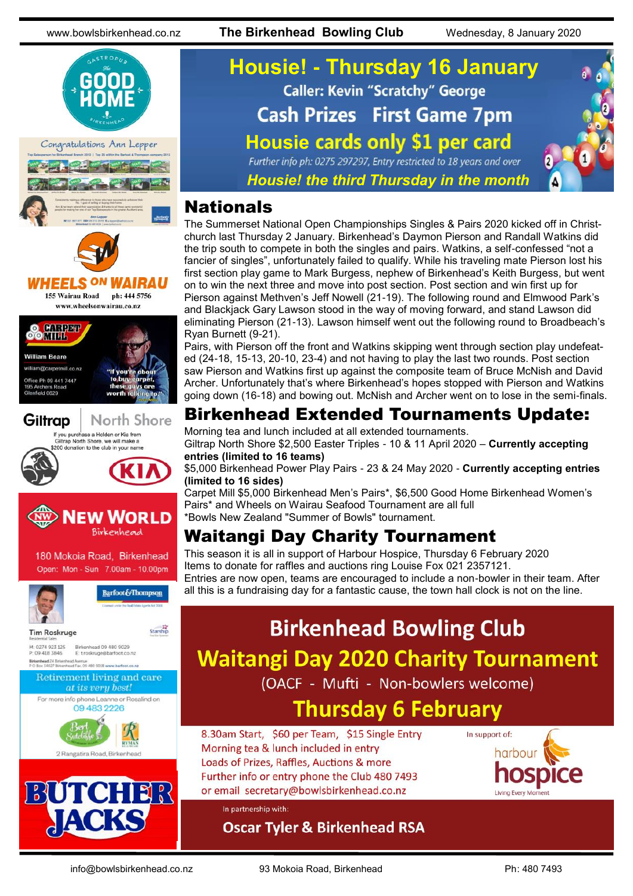# Housie! - Thursday 16 January

Caller: Kevin "Scratchy" George

Cash Prizes First Game 7pm

Housie cards only $1 per card

*Further info ph: 0275 297297, Entry restricted to 18 years and over*

***Housie! the third Thursday in the month***

## Nationals

The Summerset National Open Championships Singles & Pairs 2020 kicked off in Christchurch last Thursday 2 January. Birkenhead's Daymon Pierson and Randall Watkins did the trip south to compete in both the singles and pairs. Watkins, a self-confessed "not a fancier of singles", unfortunately failed to qualify. While his traveling mate Pierson lost his first section play game to Mark Burgess, nephew of Birkenhead's Keith Burgess, but went on to win the next three and move into post section. Post section and win first up for Pierson against Methven's Jeff Nowell (21-19). The following round and Elmwood Park's and Blackjack Gary Lawson stood in the way of moving forward, and stand Lawson did eliminating Pierson (21-13). Lawson himself went out the following round to Broadbeach's Ryan Burnett (9-21).

Pairs, with Pierson off the front and Watkins skipping went through section play undefeated (24-18, 15-13, 20-10, 23-4) and not having to play the last two rounds. Post section saw Pierson and Watkins first up against the composite team of Bruce McNish and David Archer. Unfortunately that's where Birkenhead's hopes stopped with Pierson and Watkins going down (16-18) and bowing out. McNish and Archer went on to lose in the semi-finals.

## Birkenhead Extended Tournaments Update:

Morning tea and lunch included at all extended tournaments.

Giltrap North Shore $2,500 Easter Triples - 10 & 11 April 2020 – **Currently accepting entries (limited to 16 teams)**

$5,000 Birkenhead Power Play Pairs - 23 & 24 May 2020 - **Currently accepting entries (limited to 16 sides)**

Carpet Mill $5,000 Birkenhead Men's Pairs*, $6,500 Good Home Birkenhead Women's Pairs* and Wheels on Wairau Seafood Tournament are all full

*Bowls New Zealand "Summer of Bowls" tournament.

## Waitangi Day Charity Tournament

This season it is all in support of Harbour Hospice, Thursday 6 February 2020

Items to donate for raffles and auctions ring Louise Fox 021 2357121.

Entries are now open, teams are encouraged to include a non-bowler in their team. After all this is a fundraising day for a fantastic cause, the town hall clock is not on the line.

# Birkenhead Bowling Club

## Waitangi Day 2020 Charity Tournament

(OACF - Mufti - Non-bowlers welcome)

## Thursday 6 February

8.30am Start, $60 per Team, $15 Single Entry
Morning tea & lunch included in entry
Loads of Prizes, Raffles, Auctions & more
Further info or entry phone the Club 480 7493
or email secretary@bowlsbirkenhead.co.nz

In support of: harbour hospice – Living Every Moment

In partnership with:

**Oscar Tyler & Birkenhead RSA**

---

Gastropub The Good Home Birkenhead

Congratulations Ann Lepper

Wheels on Wairau – 155 Wairau Road ph: 444 5756 – www.wheelsonwairau.co.nz

Carpet Mill – William Beare – william@carpetmill.co.nz – Office Ph 09 441 7447 – 195 Archers Road Glenfield 0629 – "If you're about to buy carpet, these guys are worth talking to."

Giltrap North Shore – If you purchase a Holden or Kia from Giltrap North Shore, we will make a $200 donation to the club in your name

New World Birkenhead – 180 Mokoia Road, Birkenhead – Open: Mon - Sun 7.00am - 10.00pm

Barfoot & Thompson – Tim Roskruge, Residential Sales – M: 0274 923 125 – P: 09 418 3846 – Birkenhead 09 480 9029 – E: t.roskruge@barfoot.co.nz

Retirement living and care *at its very best!* – For more info phone Leanne or Rosalind on 09 483 2226 – Bert Sutcliffe – Ryman Healthcare – 2 Rangatira Road, Birkenhead

Butcher Jacks